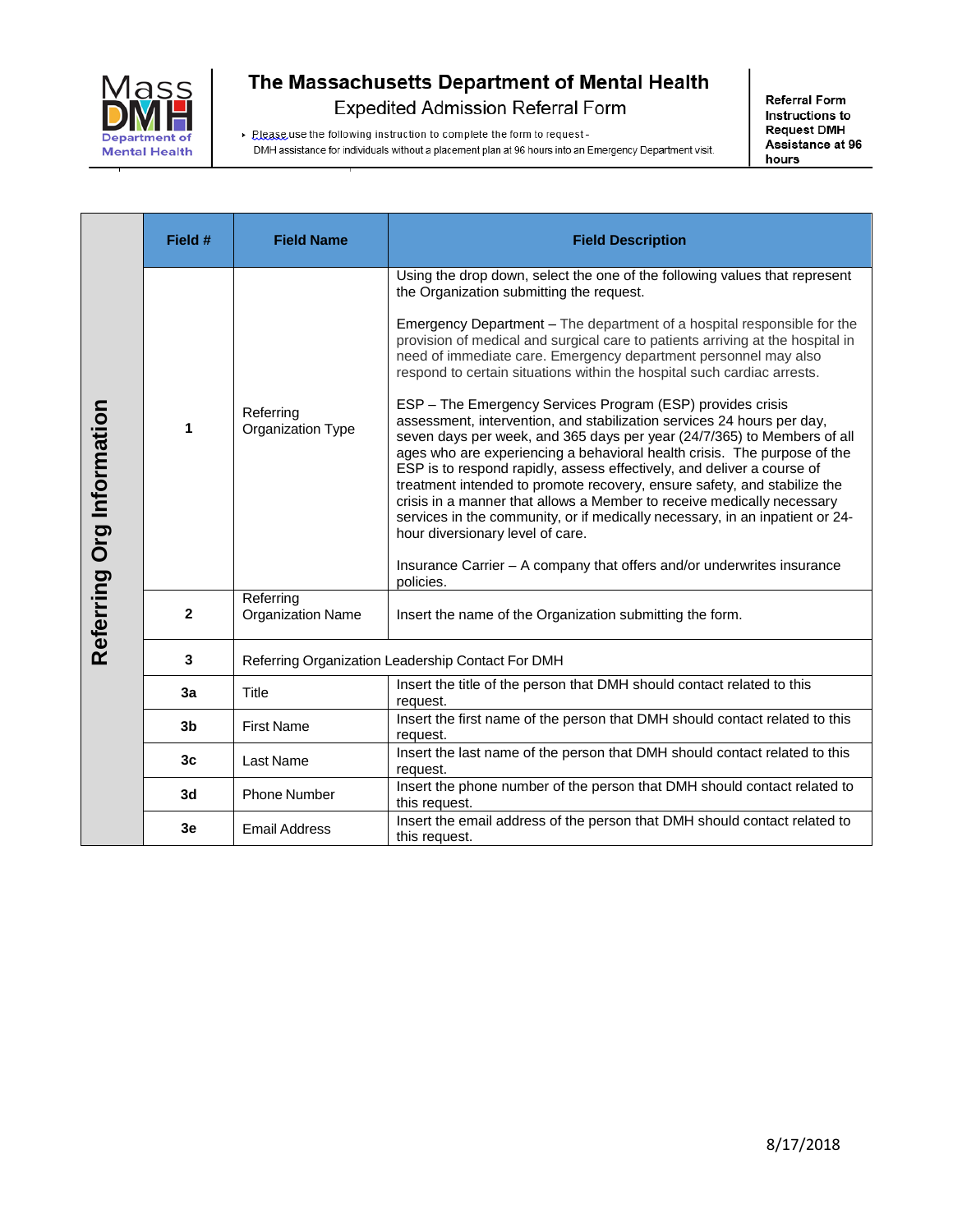# The Massachusetts Department of Mental Health

## Expedited Admission Referral Form

- Please use the following instruction to complete the form to request - DMH assistance for individuals without a placement plan at 96 hours into an Emergency Department visit.

**Referral Form Instructions to Request DMH Assistance at 96 hours**

| | Field # | Field Name | Field Description |
|---|---|---|---|
| **Referring Org Information** | **1** | Referring Organization Type | Using the drop down, select the one of the following values that represent the Organization submitting the request.<br><br>Emergency Department – The department of a hospital responsible for the provision of medical and surgical care to patients arriving at the hospital in need of immediate care. Emergency department personnel may also respond to certain situations within the hospital such cardiac arrests.<br><br>ESP – The Emergency Services Program (ESP) provides crisis assessment, intervention, and stabilization services 24 hours per day, seven days per week, and 365 days per year (24/7/365) to Members of all ages who are experiencing a behavioral health crisis. The purpose of the ESP is to respond rapidly, assess effectively, and deliver a course of treatment intended to promote recovery, ensure safety, and stabilize the crisis in a manner that allows a Member to receive medically necessary services in the community, or if medically necessary, in an inpatient or 24-hour diversionary level of care.<br><br>Insurance Carrier – A company that offers and/or underwrites insurance policies. |
| | **2** | Referring Organization Name | Insert the name of the Organization submitting the form. |
| | **3** | Referring Organization Leadership Contact For DMH | |
| | **3a** | Title | Insert the title of the person that DMH should contact related to this request. |
| | **3b** | First Name | Insert the first name of the person that DMH should contact related to this request. |
| | **3c** | Last Name | Insert the last name of the person that DMH should contact related to this request. |
| | **3d** | Phone Number | Insert the phone number of the person that DMH should contact related to this request. |
| | **3e** | Email Address | Insert the email address of the person that DMH should contact related to this request. |

8/17/2018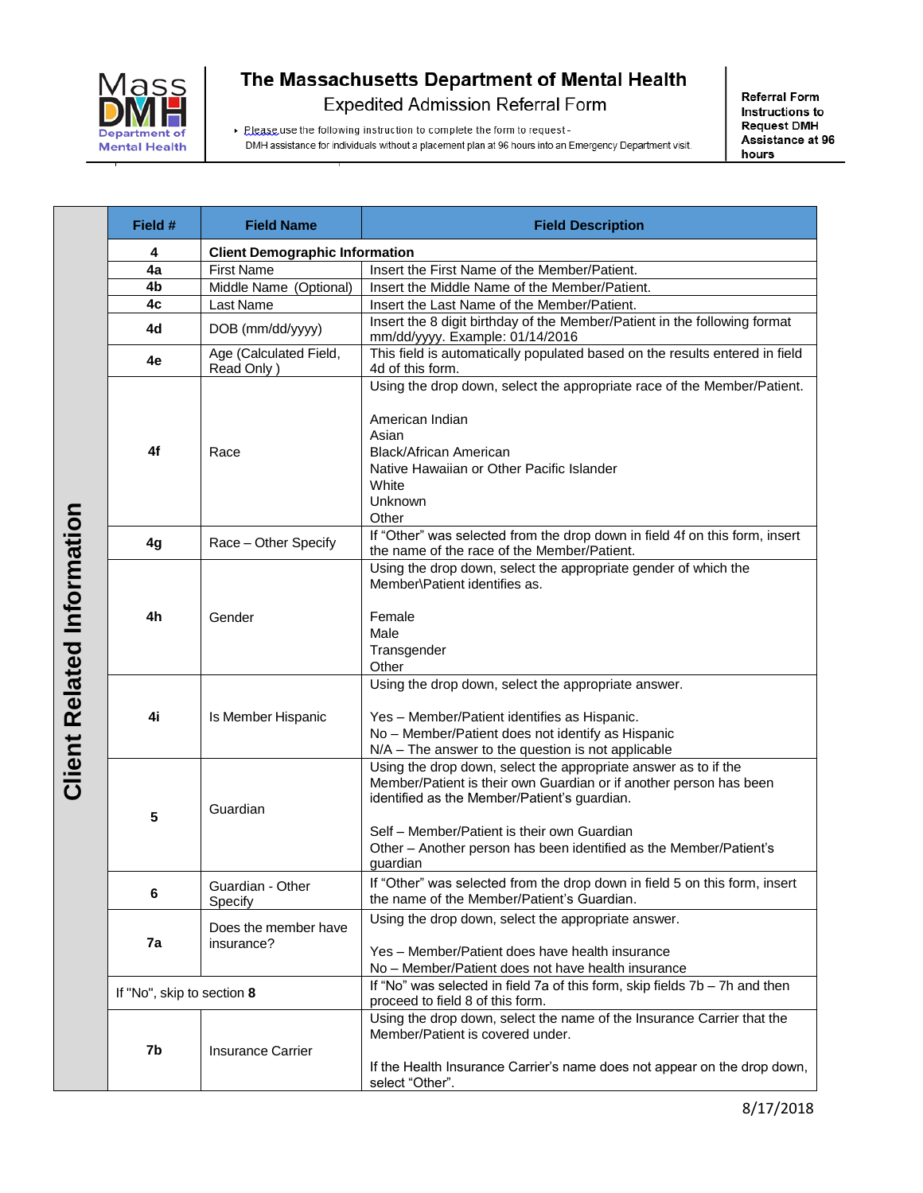# The Massachusetts Department of Mental Health

## Expedited Admission Referral Form

- Please use the following instruction to complete the form to request - DMH assistance for individuals without a placement plan at 96 hours into an Emergency Department visit.

**Referral Form Instructions to Request DMH Assistance at 96 hours**

**Client Related Information**

| Field # | Field Name | Field Description |
|---|---|---|
| **4** | **Client Demographic Information** | |
| **4a** | First Name | Insert the First Name of the Member/Patient. |
| **4b** | Middle Name (Optional) | Insert the Middle Name of the Member/Patient. |
| **4c** | Last Name | Insert the Last Name of the Member/Patient. |
| **4d** | DOB (mm/dd/yyyy) | Insert the 8 digit birthday of the Member/Patient in the following format mm/dd/yyyy. Example: 01/14/2016 |
| **4e** | Age (Calculated Field, Read Only ) | This field is automatically populated based on the results entered in field 4d of this form. |
| **4f** | Race | Using the drop down, select the appropriate race of the Member/Patient.<br><br>American Indian<br>Asian<br>Black/African American<br>Native Hawaiian or Other Pacific Islander<br>White<br>Unknown<br>Other |
| **4g** | Race – Other Specify | If "Other" was selected from the drop down in field 4f on this form, insert the name of the race of the Member/Patient. |
| **4h** | Gender | Using the drop down, select the appropriate gender of which the Member\Patient identifies as.<br><br>Female<br>Male<br>Transgender<br>Other |
| **4i** | Is Member Hispanic | Using the drop down, select the appropriate answer.<br><br>Yes – Member/Patient identifies as Hispanic.<br>No – Member/Patient does not identify as Hispanic<br>N/A – The answer to the question is not applicable |
| **5** | Guardian | Using the drop down, select the appropriate answer as to if the Member/Patient is their own Guardian or if another person has been identified as the Member/Patient's guardian.<br><br>Self – Member/Patient is their own Guardian<br>Other – Another person has been identified as the Member/Patient's guardian |
| **6** | Guardian - Other Specify | If "Other" was selected from the drop down in field 5 on this form, insert the name of the Member/Patient's Guardian. |
| **7a** | Does the member have insurance? | Using the drop down, select the appropriate answer.<br><br>Yes – Member/Patient does have health insurance<br>No – Member/Patient does not have health insurance |
| If "No", skip to section **8** | | If "No" was selected in field 7a of this form, skip fields 7b – 7h and then proceed to field 8 of this form. |
| **7b** | Insurance Carrier | Using the drop down, select the name of the Insurance Carrier that the Member/Patient is covered under.<br><br>If the Health Insurance Carrier's name does not appear on the drop down, select "Other". |

8/17/2018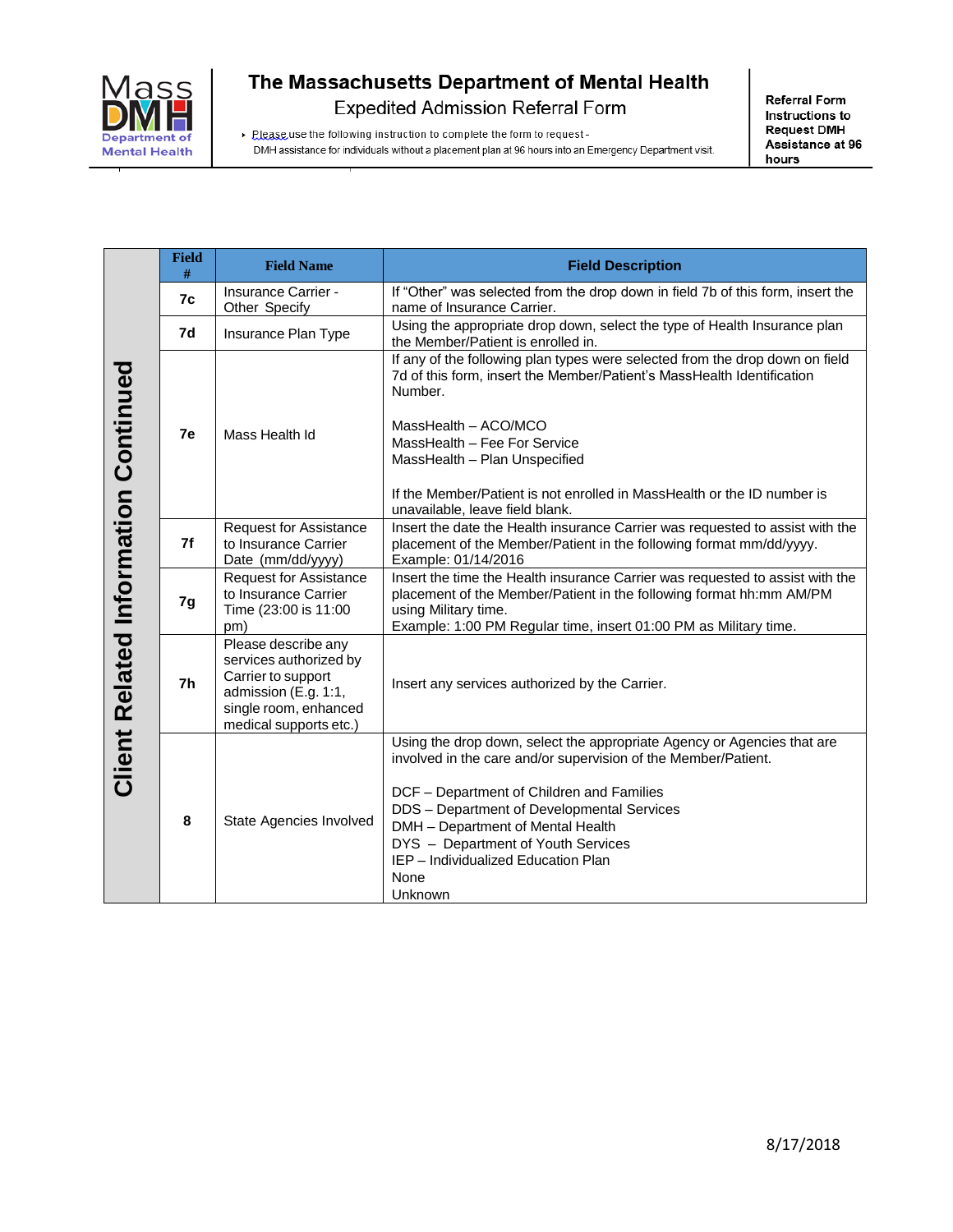# The Massachusetts Department of Mental Health

## Expedited Admission Referral Form

Please use the following instruction to complete the form to request DMH assistance for individuals without a placement plan at 96 hours into an Emergency Department visit.

**Referral Form Instructions to Request DMH Assistance at 96 hours**

**Client Related Information Continued**

| Field # | Field Name | Field Description |
|---|---|---|
| 7c | Insurance Carrier - Other Specify | If "Other" was selected from the drop down in field 7b of this form, insert the name of Insurance Carrier. |
| 7d | Insurance Plan Type | Using the appropriate drop down, select the type of Health Insurance plan the Member/Patient is enrolled in. |
| 7e | Mass Health Id | If any of the following plan types were selected from the drop down on field 7d of this form, insert the Member/Patient's MassHealth Identification Number.<br><br>MassHealth – ACO/MCO<br>MassHealth – Fee For Service<br>MassHealth – Plan Unspecified<br><br>If the Member/Patient is not enrolled in MassHealth or the ID number is unavailable, leave field blank. |
| 7f | Request for Assistance to Insurance Carrier Date (mm/dd/yyyy) | Insert the date the Health insurance Carrier was requested to assist with the placement of the Member/Patient in the following format mm/dd/yyyy. Example: 01/14/2016 |
| 7g | Request for Assistance to Insurance Carrier Time (23:00 is 11:00 pm) | Insert the time the Health insurance Carrier was requested to assist with the placement of the Member/Patient in the following format hh:mm AM/PM using Military time.<br>Example: 1:00 PM Regular time, insert 01:00 PM as Military time. |
| 7h | Please describe any services authorized by Carrier to support admission (E.g. 1:1, single room, enhanced medical supports etc.) | Insert any services authorized by the Carrier. |
| 8 | State Agencies Involved | Using the drop down, select the appropriate Agency or Agencies that are involved in the care and/or supervision of the Member/Patient.<br><br>DCF – Department of Children and Families<br>DDS – Department of Developmental Services<br>DMH – Department of Mental Health<br>DYS – Department of Youth Services<br>IEP – Individualized Education Plan<br>None<br>Unknown |

8/17/2018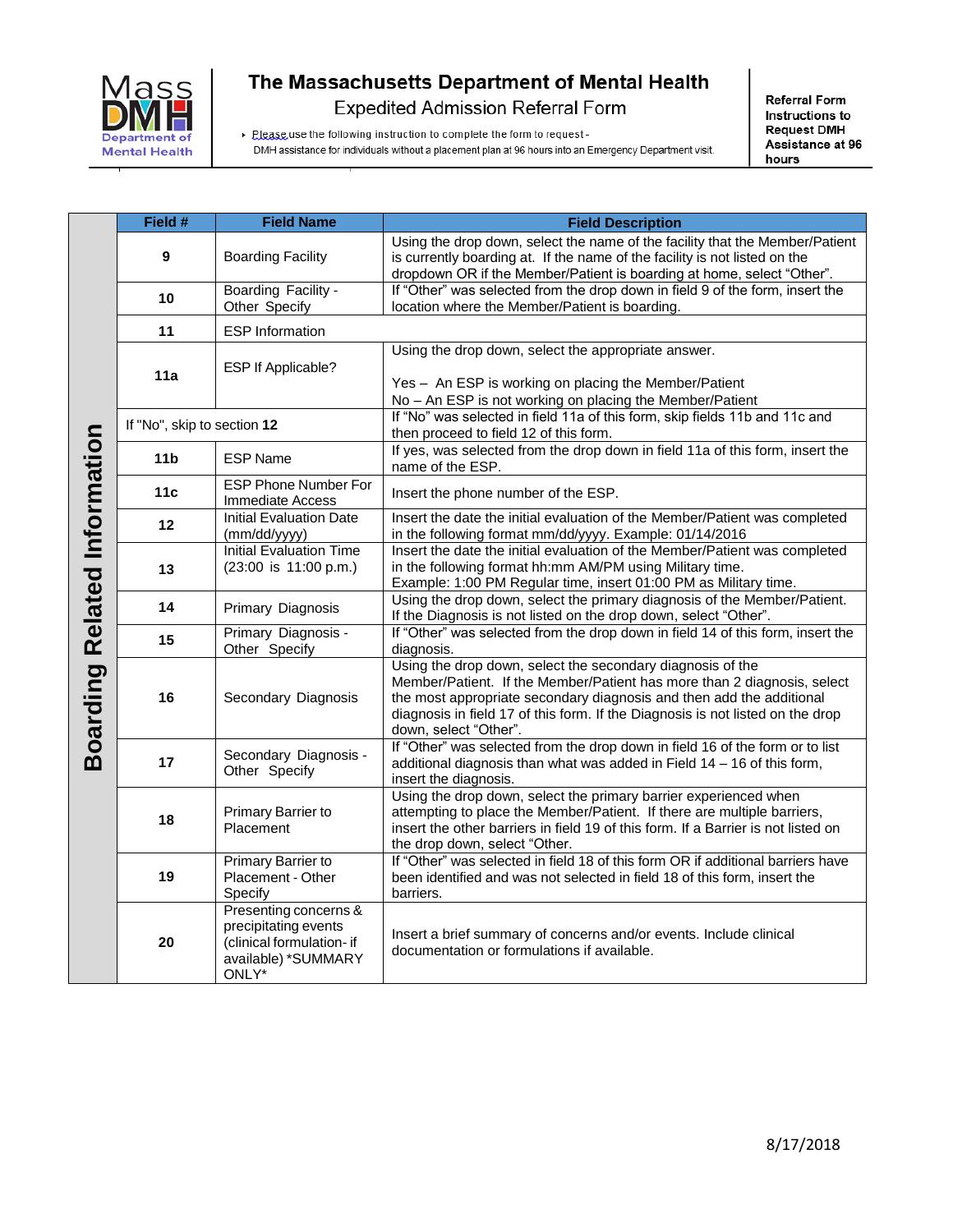# The Massachusetts Department of Mental Health

## Expedited Admission Referral Form

- Please use the following instruction to complete the form to request - DMH assistance for individuals without a placement plan at 96 hours into an Emergency Department visit.

**Referral Form Instructions to Request DMH Assistance at 96 hours**

**Boarding Related Information**

| Field # | Field Name | Field Description |
|---|---|---|
| **9** | Boarding Facility | Using the drop down, select the name of the facility that the Member/Patient is currently boarding at. If the name of the facility is not listed on the dropdown OR if the Member/Patient is boarding at home, select "Other". |
| **10** | Boarding Facility - Other Specify | If "Other" was selected from the drop down in field 9 of the form, insert the location where the Member/Patient is boarding. |
| **11** | ESP Information | |
| **11a** | ESP If Applicable? | Using the drop down, select the appropriate answer.<br><br>Yes – An ESP is working on placing the Member/Patient<br>No – An ESP is not working on placing the Member/Patient |
| If "No", skip to section **12** | | If "No" was selected in field 11a of this form, skip fields 11b and 11c and then proceed to field 12 of this form. |
| **11b** | ESP Name | If yes, was selected from the drop down in field 11a of this form, insert the name of the ESP. |
| **11c** | ESP Phone Number For Immediate Access | Insert the phone number of the ESP. |
| **12** | Initial Evaluation Date (mm/dd/yyyy) | Insert the date the initial evaluation of the Member/Patient was completed in the following format mm/dd/yyyy. Example: 01/14/2016 |
| **13** | Initial Evaluation Time (23:00 is 11:00 p.m.) | Insert the date the initial evaluation of the Member/Patient was completed in the following format hh:mm AM/PM using Military time.<br>Example: 1:00 PM Regular time, insert 01:00 PM as Military time. |
| **14** | Primary Diagnosis | Using the drop down, select the primary diagnosis of the Member/Patient. If the Diagnosis is not listed on the drop down, select "Other". |
| **15** | Primary Diagnosis - Other Specify | If "Other" was selected from the drop down in field 14 of this form, insert the diagnosis. |
| **16** | Secondary Diagnosis | Using the drop down, select the secondary diagnosis of the Member/Patient. If the Member/Patient has more than 2 diagnosis, select the most appropriate secondary diagnosis and then add the additional diagnosis in field 17 of this form. If the Diagnosis is not listed on the drop down, select "Other". |
| **17** | Secondary Diagnosis - Other Specify | If "Other" was selected from the drop down in field 16 of the form or to list additional diagnosis than what was added in Field 14 – 16 of this form, insert the diagnosis. |
| **18** | Primary Barrier to Placement | Using the drop down, select the primary barrier experienced when attempting to place the Member/Patient. If there are multiple barriers, insert the other barriers in field 19 of this form. If a Barrier is not listed on the drop down, select "Other. |
| **19** | Primary Barrier to Placement - Other Specify | If "Other" was selected in field 18 of this form OR if additional barriers have been identified and was not selected in field 18 of this form, insert the barriers. |
| **20** | Presenting concerns & precipitating events (clinical formulation- if available) *SUMMARY ONLY* | Insert a brief summary of concerns and/or events. Include clinical documentation or formulations if available. |

8/17/2018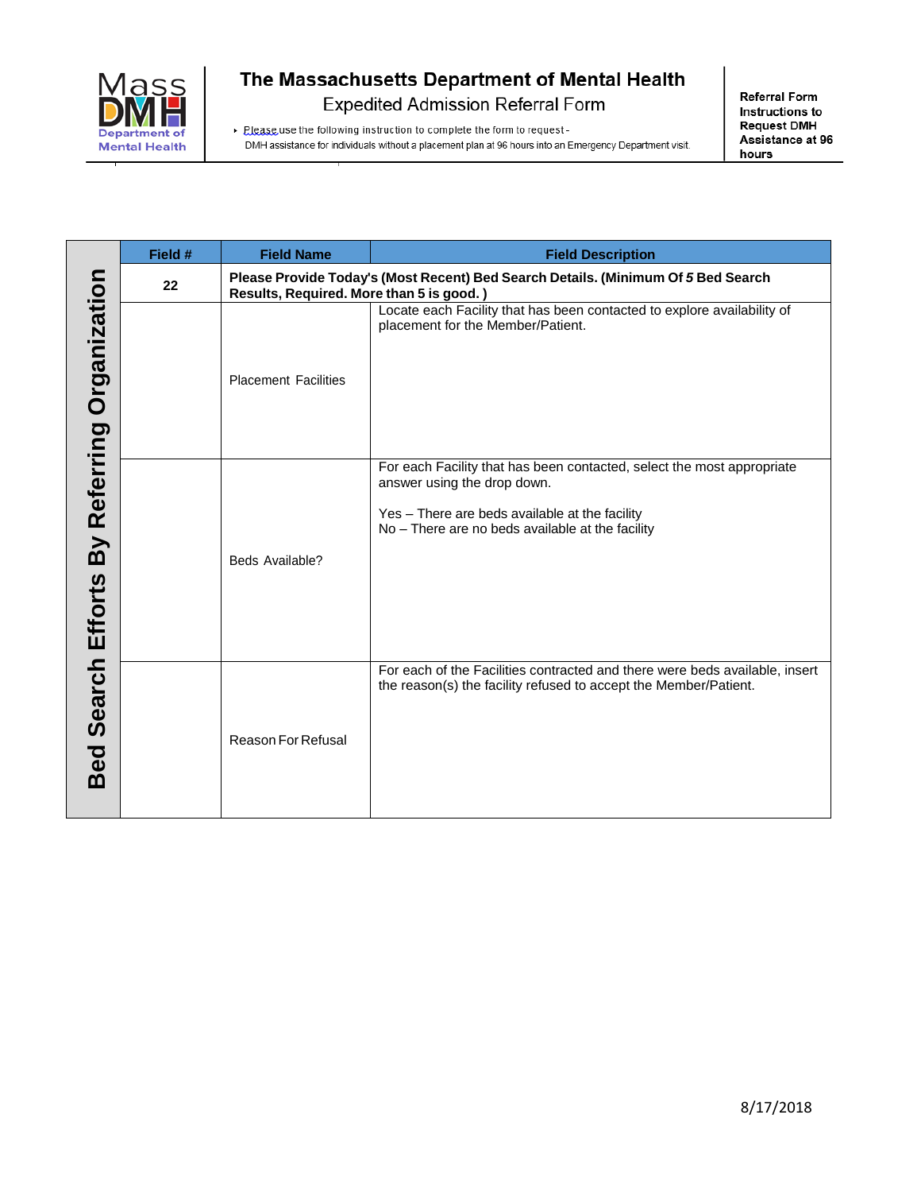# The Massachusetts Department of Mental Health

Expedited Admission Referral Form

- Please use the following instruction to complete the form to request - DMH assistance for individuals without a placement plan at 96 hours into an Emergency Department visit.

**Referral Form Instructions to Request DMH Assistance at 96 hours**

**Bed Search Efforts By Referring Organization**

| Field # | Field Name | Field Description |
|---|---|---|
| **22** | **Please Provide Today's (Most Recent) Bed Search Details. (Minimum Of *5* Bed Search Results, Required. More than 5 is good. )** | |
| | Placement Facilities | Locate each Facility that has been contacted to explore availability of placement for the Member/Patient. |
| | Beds Available? | For each Facility that has been contacted, select the most appropriate answer using the drop down.<br><br>Yes – There are beds available at the facility<br>No – There are no beds available at the facility |
| | Reason For Refusal | For each of the Facilities contracted and there were beds available, insert the reason(s) the facility refused to accept the Member/Patient. |

8/17/2018